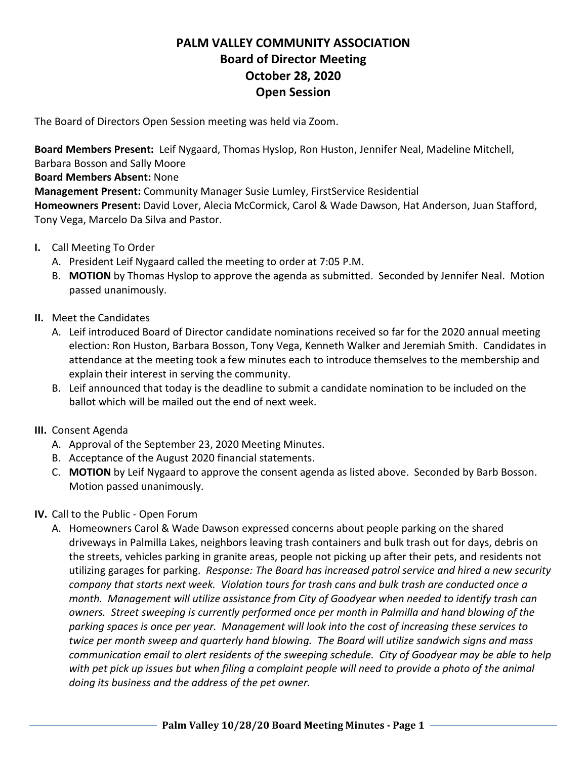# PALM VALLEY COMMUNITY ASSOCIATION
## Board of Director Meeting
## October 28, 2020
## Open Session

The Board of Directors Open Session meeting was held via Zoom.

**Board Members Present:** Leif Nygaard, Thomas Hyslop, Ron Huston, Jennifer Neal, Madeline Mitchell, Barbara Bosson and Sally Moore
**Board Members Absent:** None
**Management Present:** Community Manager Susie Lumley, FirstService Residential
**Homeowners Present:** David Lover, Alecia McCormick, Carol & Wade Dawson, Hat Anderson, Juan Stafford, Tony Vega, Marcelo Da Silva and Pastor.

**I.** Call Meeting To Order
   A. President Leif Nygaard called the meeting to order at 7:05 P.M.
   B. **MOTION** by Thomas Hyslop to approve the agenda as submitted. Seconded by Jennifer Neal. Motion passed unanimously.

**II.** Meet the Candidates
   A. Leif introduced Board of Director candidate nominations received so far for the 2020 annual meeting election: Ron Huston, Barbara Bosson, Tony Vega, Kenneth Walker and Jeremiah Smith. Candidates in attendance at the meeting took a few minutes each to introduce themselves to the membership and explain their interest in serving the community.
   B. Leif announced that today is the deadline to submit a candidate nomination to be included on the ballot which will be mailed out the end of next week.

**III.** Consent Agenda
   A. Approval of the September 23, 2020 Meeting Minutes.
   B. Acceptance of the August 2020 financial statements.
   C. **MOTION** by Leif Nygaard to approve the consent agenda as listed above. Seconded by Barb Bosson. Motion passed unanimously.

**IV.** Call to the Public - Open Forum
   A. Homeowners Carol & Wade Dawson expressed concerns about people parking on the shared driveways in Palmilla Lakes, neighbors leaving trash containers and bulk trash out for days, debris on the streets, vehicles parking in granite areas, people not picking up after their pets, and residents not utilizing garages for parking. *Response: The Board has increased patrol service and hired a new security company that starts next week. Violation tours for trash cans and bulk trash are conducted once a month. Management will utilize assistance from City of Goodyear when needed to identify trash can owners. Street sweeping is currently performed once per month in Palmilla and hand blowing of the parking spaces is once per year. Management will look into the cost of increasing these services to twice per month sweep and quarterly hand blowing. The Board will utilize sandwich signs and mass communication email to alert residents of the sweeping schedule. City of Goodyear may be able to help with pet pick up issues but when filing a complaint people will need to provide a photo of the animal doing its business and the address of the pet owner.*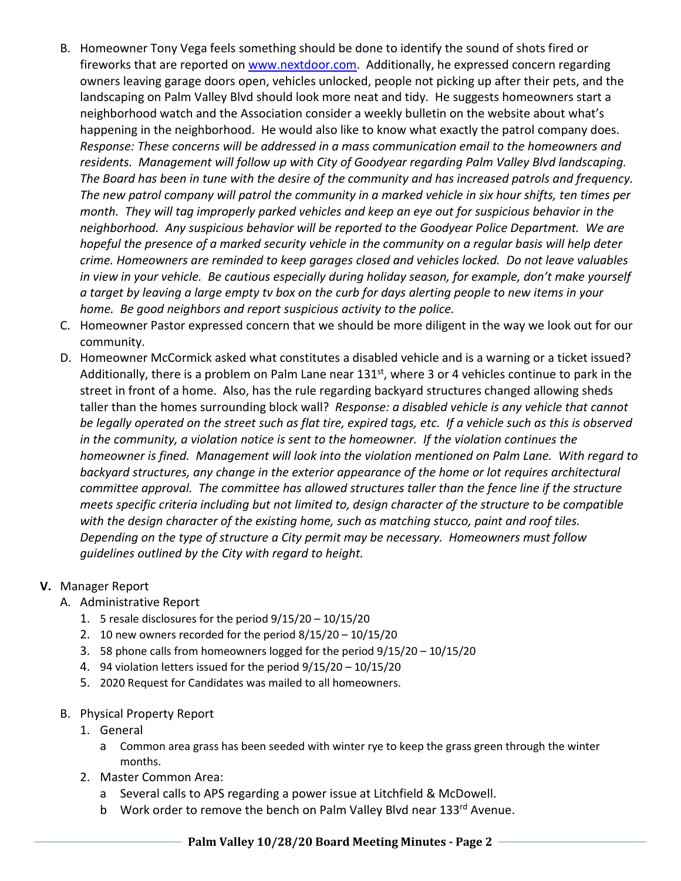B. Homeowner Tony Vega feels something should be done to identify the sound of shots fired or fireworks that are reported on www.nextdoor.com. Additionally, he expressed concern regarding owners leaving garage doors open, vehicles unlocked, people not picking up after their pets, and the landscaping on Palm Valley Blvd should look more neat and tidy. He suggests homeowners start a neighborhood watch and the Association consider a weekly bulletin on the website about what's happening in the neighborhood. He would also like to know what exactly the patrol company does. *Response: These concerns will be addressed in a mass communication email to the homeowners and residents. Management will follow up with City of Goodyear regarding Palm Valley Blvd landscaping. The Board has been in tune with the desire of the community and has increased patrols and frequency. The new patrol company will patrol the community in a marked vehicle in six hour shifts, ten times per month. They will tag improperly parked vehicles and keep an eye out for suspicious behavior in the neighborhood. Any suspicious behavior will be reported to the Goodyear Police Department. We are hopeful the presence of a marked security vehicle in the community on a regular basis will help deter crime. Homeowners are reminded to keep garages closed and vehicles locked. Do not leave valuables in view in your vehicle. Be cautious especially during holiday season, for example, don't make yourself a target by leaving a large empty tv box on the curb for days alerting people to new items in your home. Be good neighbors and report suspicious activity to the police.*

C. Homeowner Pastor expressed concern that we should be more diligent in the way we look out for our community.

D. Homeowner McCormick asked what constitutes a disabled vehicle and is a warning or a ticket issued? Additionally, there is a problem on Palm Lane near 131st, where 3 or 4 vehicles continue to park in the street in front of a home. Also, has the rule regarding backyard structures changed allowing sheds taller than the homes surrounding block wall? *Response: a disabled vehicle is any vehicle that cannot be legally operated on the street such as flat tire, expired tags, etc. If a vehicle such as this is observed in the community, a violation notice is sent to the homeowner. If the violation continues the homeowner is fined. Management will look into the violation mentioned on Palm Lane. With regard to backyard structures, any change in the exterior appearance of the home or lot requires architectural committee approval. The committee has allowed structures taller than the fence line if the structure meets specific criteria including but not limited to, design character of the structure to be compatible with the design character of the existing home, such as matching stucco, paint and roof tiles. Depending on the type of structure a City permit may be necessary. Homeowners must follow guidelines outlined by the City with regard to height.*

**V.** Manager Report

A. Administrative Report

1. 5 resale disclosures for the period 9/15/20 – 10/15/20
2. 10 new owners recorded for the period 8/15/20 – 10/15/20
3. 58 phone calls from homeowners logged for the period 9/15/20 – 10/15/20
4. 94 violation letters issued for the period 9/15/20 – 10/15/20
5. 2020 Request for Candidates was mailed to all homeowners.

B. Physical Property Report

1. General
   a. Common area grass has been seeded with winter rye to keep the grass green through the winter months.
2. Master Common Area:
   a. Several calls to APS regarding a power issue at Litchfield & McDowell.
   b. Work order to remove the bench on Palm Valley Blvd near 133rd Avenue.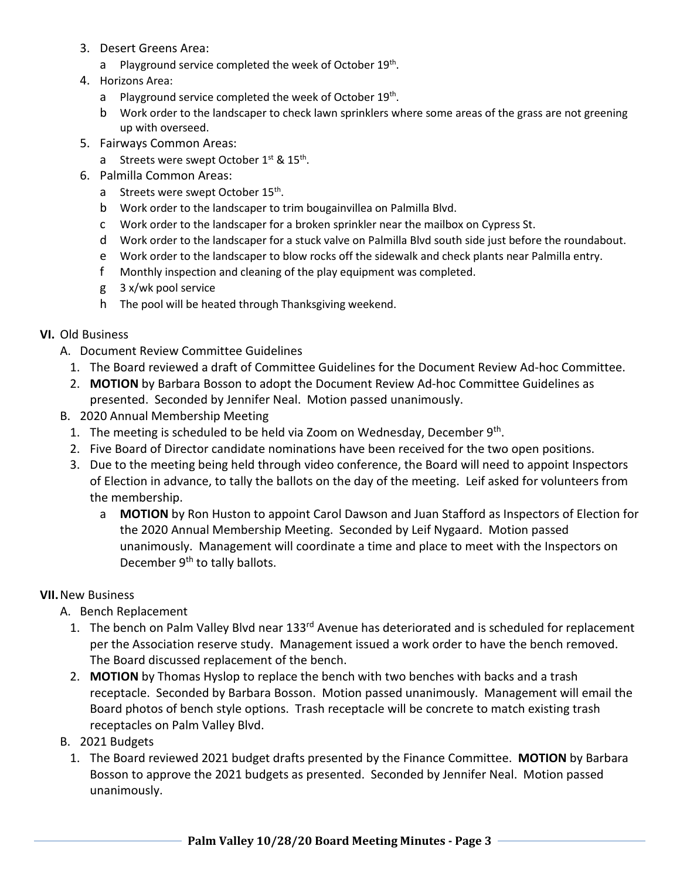3. Desert Greens Area:
   a. Playground service completed the week of October 19th.
4. Horizons Area:
   a. Playground service completed the week of October 19th.
   b. Work order to the landscaper to check lawn sprinklers where some areas of the grass are not greening up with overseed.
5. Fairways Common Areas:
   a. Streets were swept October 1st & 15th.
6. Palmilla Common Areas:
   a. Streets were swept October 15th.
   b. Work order to the landscaper to trim bougainvillea on Palmilla Blvd.
   c. Work order to the landscaper for a broken sprinkler near the mailbox on Cypress St.
   d. Work order to the landscaper for a stuck valve on Palmilla Blvd south side just before the roundabout.
   e. Work order to the landscaper to blow rocks off the sidewalk and check plants near Palmilla entry.
   f. Monthly inspection and cleaning of the play equipment was completed.
   g. 3 x/wk pool service
   h. The pool will be heated through Thanksgiving weekend.

**VI.** Old Business

A. Document Review Committee Guidelines
   1. The Board reviewed a draft of Committee Guidelines for the Document Review Ad-hoc Committee.
   2. **MOTION** by Barbara Bosson to adopt the Document Review Ad-hoc Committee Guidelines as presented. Seconded by Jennifer Neal. Motion passed unanimously.

B. 2020 Annual Membership Meeting
   1. The meeting is scheduled to be held via Zoom on Wednesday, December 9th.
   2. Five Board of Director candidate nominations have been received for the two open positions.
   3. Due to the meeting being held through video conference, the Board will need to appoint Inspectors of Election in advance, to tally the ballots on the day of the meeting. Leif asked for volunteers from the membership.
      a. **MOTION** by Ron Huston to appoint Carol Dawson and Juan Stafford as Inspectors of Election for the 2020 Annual Membership Meeting. Seconded by Leif Nygaard. Motion passed unanimously. Management will coordinate a time and place to meet with the Inspectors on December 9th to tally ballots.

**VII.** New Business

A. Bench Replacement
   1. The bench on Palm Valley Blvd near 133rd Avenue has deteriorated and is scheduled for replacement per the Association reserve study. Management issued a work order to have the bench removed. The Board discussed replacement of the bench.
   2. **MOTION** by Thomas Hyslop to replace the bench with two benches with backs and a trash receptacle. Seconded by Barbara Bosson. Motion passed unanimously. Management will email the Board photos of bench style options. Trash receptacle will be concrete to match existing trash receptacles on Palm Valley Blvd.

B. 2021 Budgets
   1. The Board reviewed 2021 budget drafts presented by the Finance Committee. **MOTION** by Barbara Bosson to approve the 2021 budgets as presented. Seconded by Jennifer Neal. Motion passed unanimously.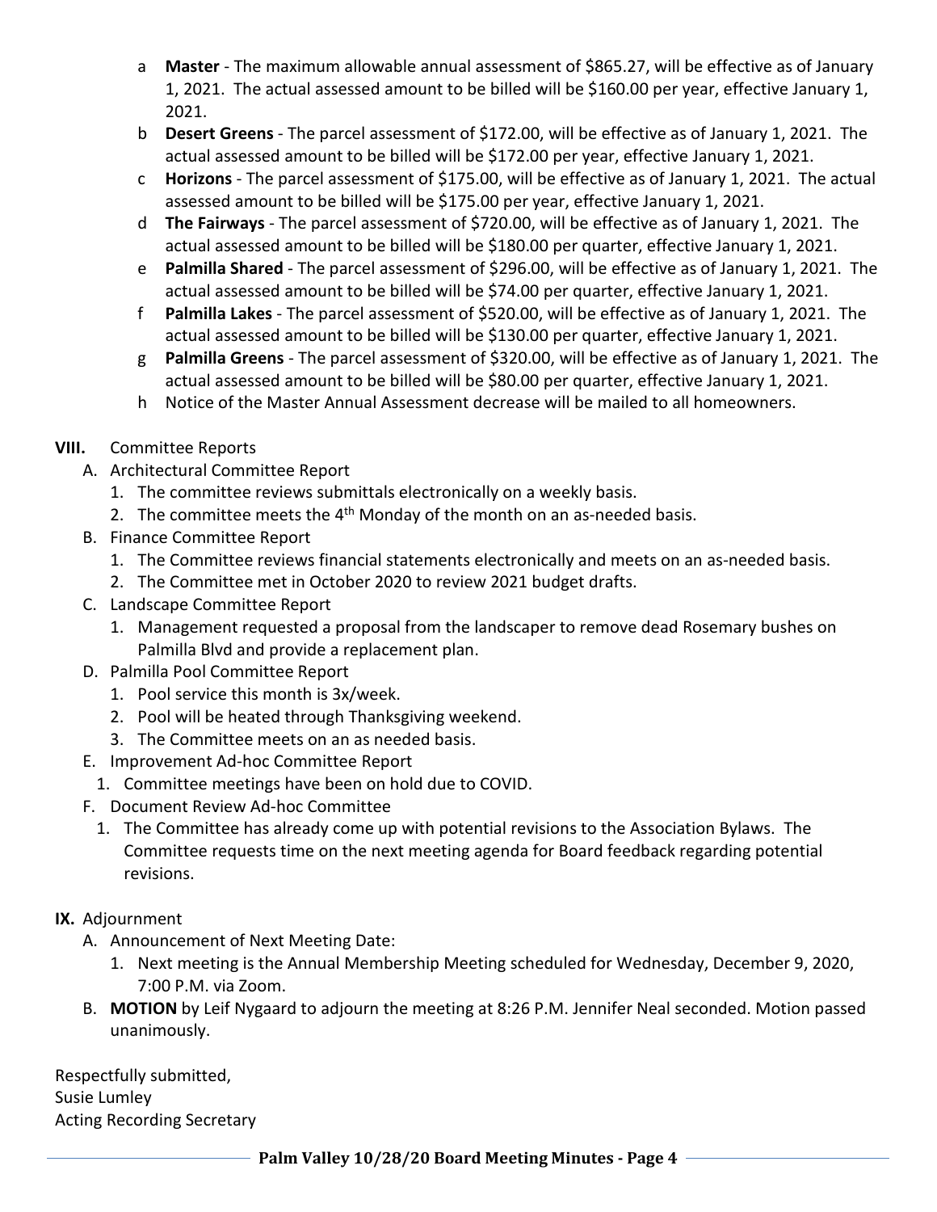a. **Master** - The maximum allowable annual assessment of $865.27, will be effective as of January 1, 2021. The actual assessed amount to be billed will be $160.00 per year, effective January 1, 2021.
b. **Desert Greens** - The parcel assessment of $172.00, will be effective as of January 1, 2021. The actual assessed amount to be billed will be $172.00 per year, effective January 1, 2021.
c. **Horizons** - The parcel assessment of $175.00, will be effective as of January 1, 2021. The actual assessed amount to be billed will be $175.00 per year, effective January 1, 2021.
d. **The Fairways** - The parcel assessment of $720.00, will be effective as of January 1, 2021. The actual assessed amount to be billed will be $180.00 per quarter, effective January 1, 2021.
e. **Palmilla Shared** - The parcel assessment of $296.00, will be effective as of January 1, 2021. The actual assessed amount to be billed will be $74.00 per quarter, effective January 1, 2021.
f. **Palmilla Lakes** - The parcel assessment of $520.00, will be effective as of January 1, 2021. The actual assessed amount to be billed will be $130.00 per quarter, effective January 1, 2021.
g. **Palmilla Greens** - The parcel assessment of $320.00, will be effective as of January 1, 2021. The actual assessed amount to be billed will be $80.00 per quarter, effective January 1, 2021.
h. Notice of the Master Annual Assessment decrease will be mailed to all homeowners.

**VIII.** Committee Reports

A. Architectural Committee Report
   1. The committee reviews submittals electronically on a weekly basis.
   2. The committee meets the 4th Monday of the month on an as-needed basis.

B. Finance Committee Report
   1. The Committee reviews financial statements electronically and meets on an as-needed basis.
   2. The Committee met in October 2020 to review 2021 budget drafts.

C. Landscape Committee Report
   1. Management requested a proposal from the landscaper to remove dead Rosemary bushes on Palmilla Blvd and provide a replacement plan.

D. Palmilla Pool Committee Report
   1. Pool service this month is 3x/week.
   2. Pool will be heated through Thanksgiving weekend.
   3. The Committee meets on an as needed basis.

E. Improvement Ad-hoc Committee Report
   1. Committee meetings have been on hold due to COVID.

F. Document Review Ad-hoc Committee
   1. The Committee has already come up with potential revisions to the Association Bylaws. The Committee requests time on the next meeting agenda for Board feedback regarding potential revisions.

**IX.** Adjournment

A. Announcement of Next Meeting Date:
   1. Next meeting is the Annual Membership Meeting scheduled for Wednesday, December 9, 2020, 7:00 P.M. via Zoom.

B. **MOTION** by Leif Nygaard to adjourn the meeting at 8:26 P.M. Jennifer Neal seconded. Motion passed unanimously.

Respectfully submitted,
Susie Lumley
Acting Recording Secretary